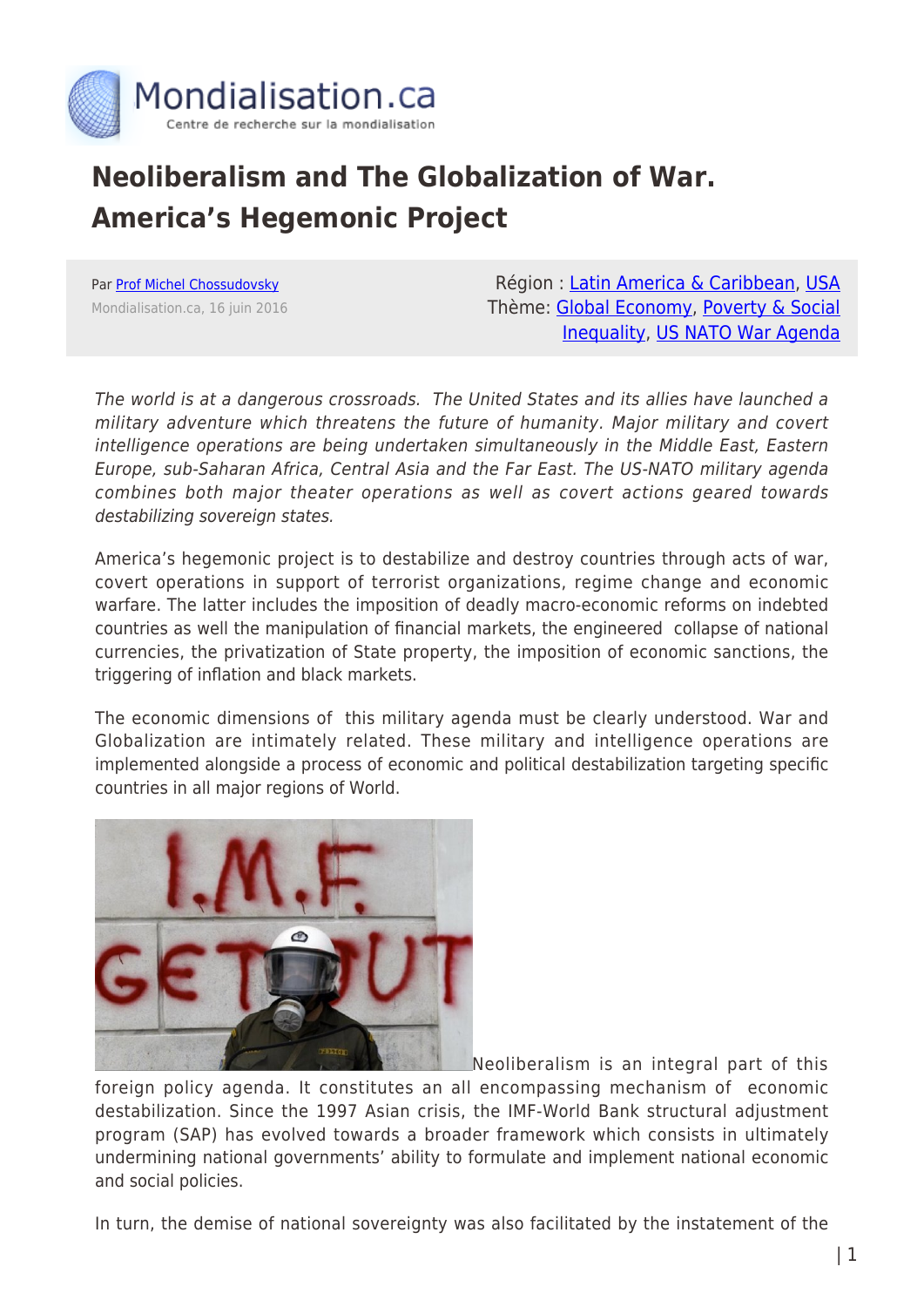# Neoliberalism and The Globalization of War. America's Hegemonic Project

Par Prof Michel Chossudovsky
Mondialisation.ca, 16 juin 2016

Région : Latin America & Caribbean, USA
Thème: Global Economy, Poverty & Social Inequality, US NATO War Agenda

*The world is at a dangerous crossroads. The United States and its allies have launched a military adventure which threatens the future of humanity. Major military and covert intelligence operations are being undertaken simultaneously in the Middle East, Eastern Europe, sub-Saharan Africa, Central Asia and the Far East. The US-NATO military agenda combines both major theater operations as well as covert actions geared towards destabilizing sovereign states.*

America's hegemonic project is to destabilize and destroy countries through acts of war, covert operations in support of terrorist organizations, regime change and economic warfare. The latter includes the imposition of deadly macro-economic reforms on indebted countries as well the manipulation of financial markets, the engineered collapse of national currencies, the privatization of State property, the imposition of economic sanctions, the triggering of inflation and black markets.

The economic dimensions of this military agenda must be clearly understood. War and Globalization are intimately related. These military and intelligence operations are implemented alongside a process of economic and political destabilization targeting specific countries in all major regions of World.

Neoliberalism is an integral part of this foreign policy agenda. It constitutes an all encompassing mechanism of economic destabilization. Since the 1997 Asian crisis, the IMF-World Bank structural adjustment program (SAP) has evolved towards a broader framework which consists in ultimately undermining national governments' ability to formulate and implement national economic and social policies.

In turn, the demise of national sovereignty was also facilitated by the instatement of the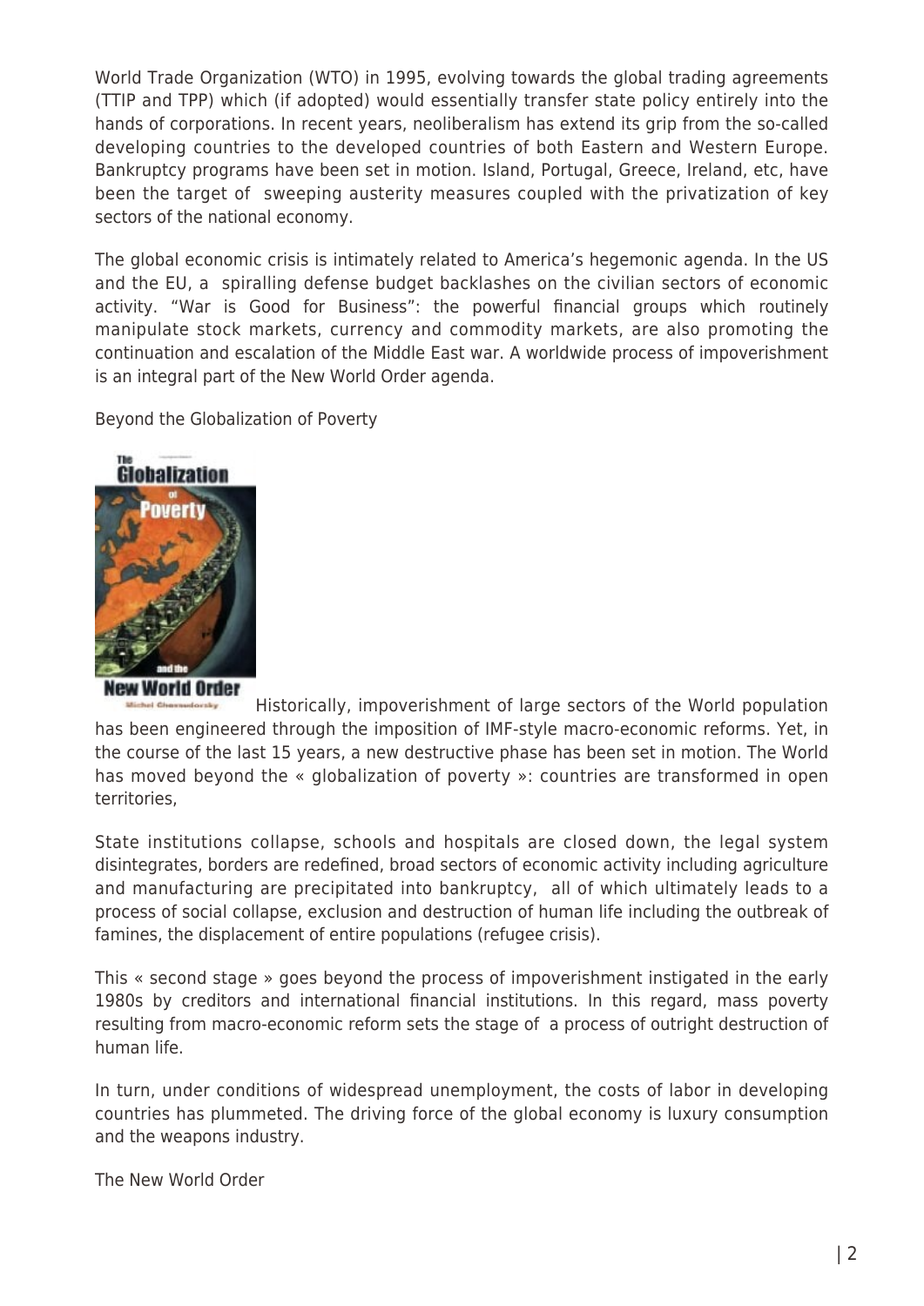World Trade Organization (WTO) in 1995, evolving towards the global trading agreements (TTIP and TPP) which (if adopted) would essentially transfer state policy entirely into the hands of corporations. In recent years, neoliberalism has extend its grip from the so-called developing countries to the developed countries of both Eastern and Western Europe. Bankruptcy programs have been set in motion. Island, Portugal, Greece, Ireland, etc, have been the target of  sweeping austerity measures coupled with the privatization of key sectors of the national economy.

The global economic crisis is intimately related to America's hegemonic agenda. In the US and the EU, a  spiralling defense budget backlashes on the civilian sectors of economic activity. "War is Good for Business": the powerful financial groups which routinely manipulate stock markets, currency and commodity markets, are also promoting the continuation and escalation of the Middle East war. A worldwide process of impoverishment is an integral part of the New World Order agenda.

Beyond the Globalization of Poverty

Historically, impoverishment of large sectors of the World population has been engineered through the imposition of IMF-style macro-economic reforms. Yet, in the course of the last 15 years, a new destructive phase has been set in motion. The World has moved beyond the « globalization of poverty »: countries are transformed in open territories,

State institutions collapse, schools and hospitals are closed down, the legal system disintegrates, borders are redefined, broad sectors of economic activity including agriculture and manufacturing are precipitated into bankruptcy,  all of which ultimately leads to a process of social collapse, exclusion and destruction of human life including the outbreak of famines, the displacement of entire populations (refugee crisis).

This « second stage » goes beyond the process of impoverishment instigated in the early 1980s by creditors and international financial institutions. In this regard, mass poverty resulting from macro-economic reform sets the stage of  a process of outright destruction of human life.

In turn, under conditions of widespread unemployment, the costs of labor in developing countries has plummeted. The driving force of the global economy is luxury consumption and the weapons industry.

The New World Order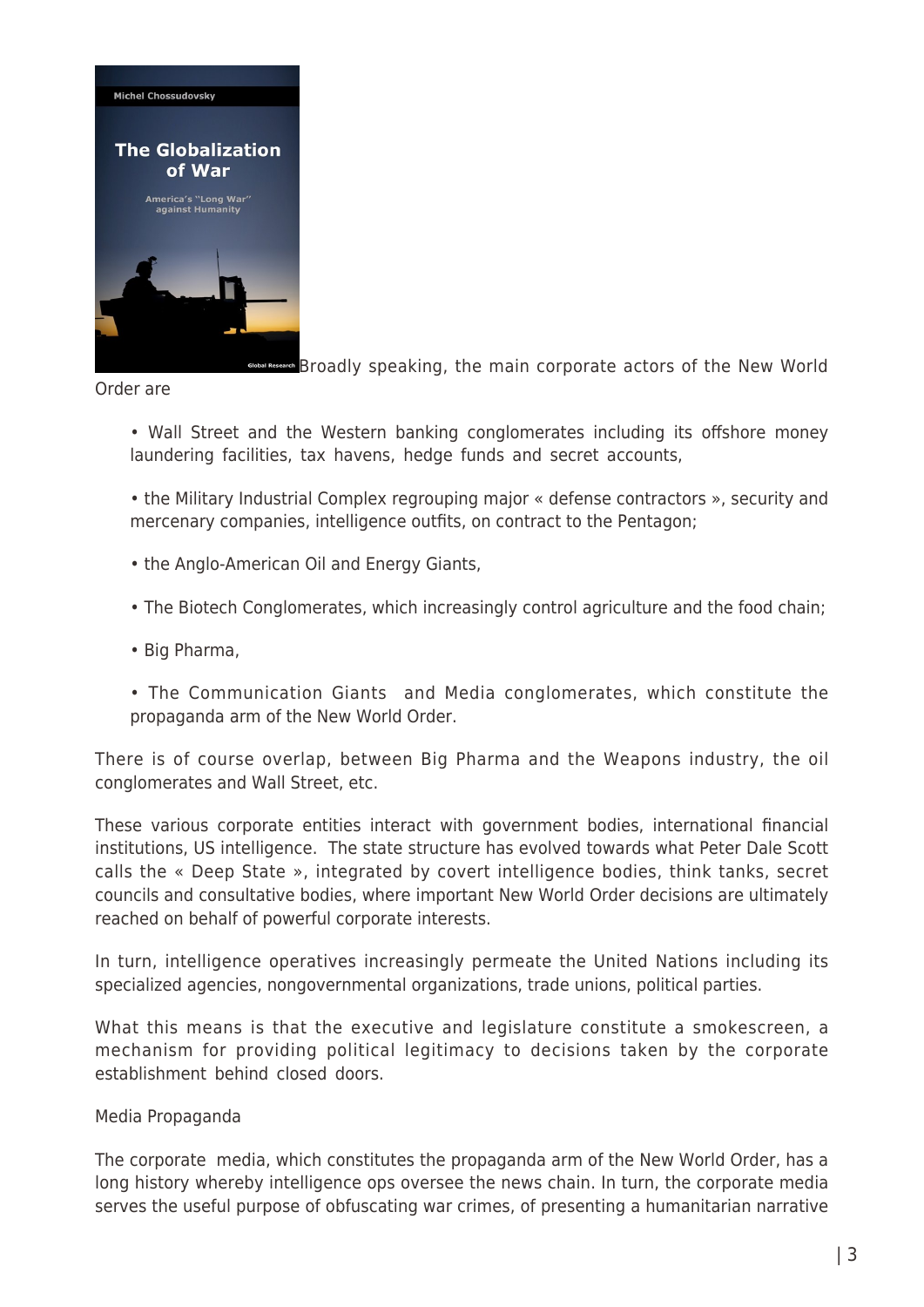Broadly speaking, the main corporate actors of the New World Order are

- Wall Street and the Western banking conglomerates including its offshore money laundering facilities, tax havens, hedge funds and secret accounts,
- the Military Industrial Complex regrouping major « defense contractors », security and mercenary companies, intelligence outfits, on contract to the Pentagon;
- the Anglo-American Oil and Energy Giants,
- The Biotech Conglomerates, which increasingly control agriculture and the food chain;
- Big Pharma,
- The Communication Giants and Media conglomerates, which constitute the propaganda arm of the New World Order.

There is of course overlap, between Big Pharma and the Weapons industry, the oil conglomerates and Wall Street, etc.

These various corporate entities interact with government bodies, international financial institutions, US intelligence. The state structure has evolved towards what Peter Dale Scott calls the « Deep State », integrated by covert intelligence bodies, think tanks, secret councils and consultative bodies, where important New World Order decisions are ultimately reached on behalf of powerful corporate interests.

In turn, intelligence operatives increasingly permeate the United Nations including its specialized agencies, nongovernmental organizations, trade unions, political parties.

What this means is that the executive and legislature constitute a smokescreen, a mechanism for providing political legitimacy to decisions taken by the corporate establishment behind closed doors.

Media Propaganda

The corporate media, which constitutes the propaganda arm of the New World Order, has a long history whereby intelligence ops oversee the news chain. In turn, the corporate media serves the useful purpose of obfuscating war crimes, of presenting a humanitarian narrative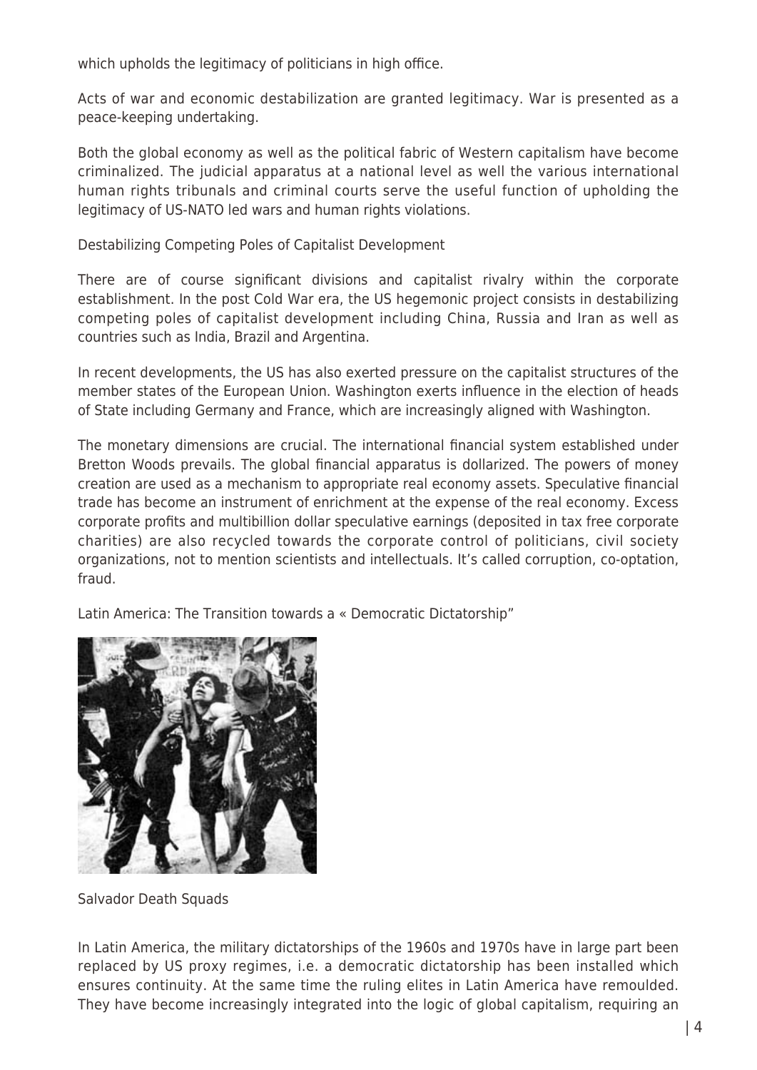which upholds the legitimacy of politicians in high office.

Acts of war and economic destabilization are granted legitimacy. War is presented as a peace-keeping undertaking.

Both the global economy as well as the political fabric of Western capitalism have become criminalized. The judicial apparatus at a national level as well the various international human rights tribunals and criminal courts serve the useful function of upholding the legitimacy of US-NATO led wars and human rights violations.

Destabilizing Competing Poles of Capitalist Development

There are of course significant divisions and capitalist rivalry within the corporate establishment. In the post Cold War era, the US hegemonic project consists in destabilizing competing poles of capitalist development including China, Russia and Iran as well as countries such as India, Brazil and Argentina.

In recent developments, the US has also exerted pressure on the capitalist structures of the member states of the European Union. Washington exerts influence in the election of heads of State including Germany and France, which are increasingly aligned with Washington.

The monetary dimensions are crucial. The international financial system established under Bretton Woods prevails. The global financial apparatus is dollarized. The powers of money creation are used as a mechanism to appropriate real economy assets. Speculative financial trade has become an instrument of enrichment at the expense of the real economy. Excess corporate profits and multibillion dollar speculative earnings (deposited in tax free corporate charities) are also recycled towards the corporate control of politicians, civil society organizations, not to mention scientists and intellectuals. It's called corruption, co-optation, fraud.

Latin America: The Transition towards a « Democratic Dictatorship"

Salvador Death Squads

In Latin America, the military dictatorships of the 1960s and 1970s have in large part been replaced by US proxy regimes, i.e. a democratic dictatorship has been installed which ensures continuity. At the same time the ruling elites in Latin America have remoulded. They have become increasingly integrated into the logic of global capitalism, requiring an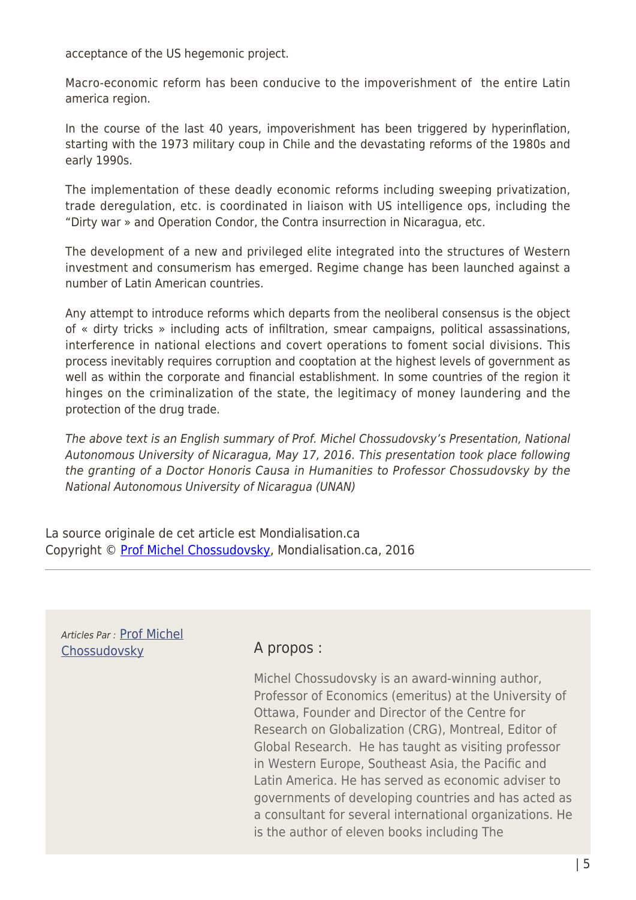acceptance of the US hegemonic project.

Macro-economic reform has been conducive to the impoverishment of  the entire Latin america region.

In the course of the last 40 years, impoverishment has been triggered by hyperinflation, starting with the 1973 military coup in Chile and the devastating reforms of the 1980s and early 1990s.

The implementation of these deadly economic reforms including sweeping privatization, trade deregulation, etc. is coordinated in liaison with US intelligence ops, including the "Dirty war » and Operation Condor, the Contra insurrection in Nicaragua, etc.

The development of a new and privileged elite integrated into the structures of Western investment and consumerism has emerged. Regime change has been launched against a number of Latin American countries.

Any attempt to introduce reforms which departs from the neoliberal consensus is the object of « dirty tricks » including acts of infiltration, smear campaigns, political assassinations, interference in national elections and covert operations to foment social divisions. This process inevitably requires corruption and cooptation at the highest levels of government as well as within the corporate and financial establishment. In some countries of the region it hinges on the criminalization of the state, the legitimacy of money laundering and the protection of the drug trade.

*The above text is an English summary of Prof. Michel Chossudovsky's Presentation, National Autonomous University of Nicaragua, May 17, 2016. This presentation took place following the granting of a Doctor Honoris Causa in Humanities to Professor Chossudovsky by the National Autonomous University of Nicaragua (UNAN)*

La source originale de cet article est Mondialisation.ca
Copyright © Prof Michel Chossudovsky, Mondialisation.ca, 2016

---

*Articles Par :* Prof Michel Chossudovsky

A propos :

Michel Chossudovsky is an award-winning author, Professor of Economics (emeritus) at the University of Ottawa, Founder and Director of the Centre for Research on Globalization (CRG), Montreal, Editor of Global Research.  He has taught as visiting professor in Western Europe, Southeast Asia, the Pacific and Latin America. He has served as economic adviser to governments of developing countries and has acted as a consultant for several international organizations. He is the author of eleven books including The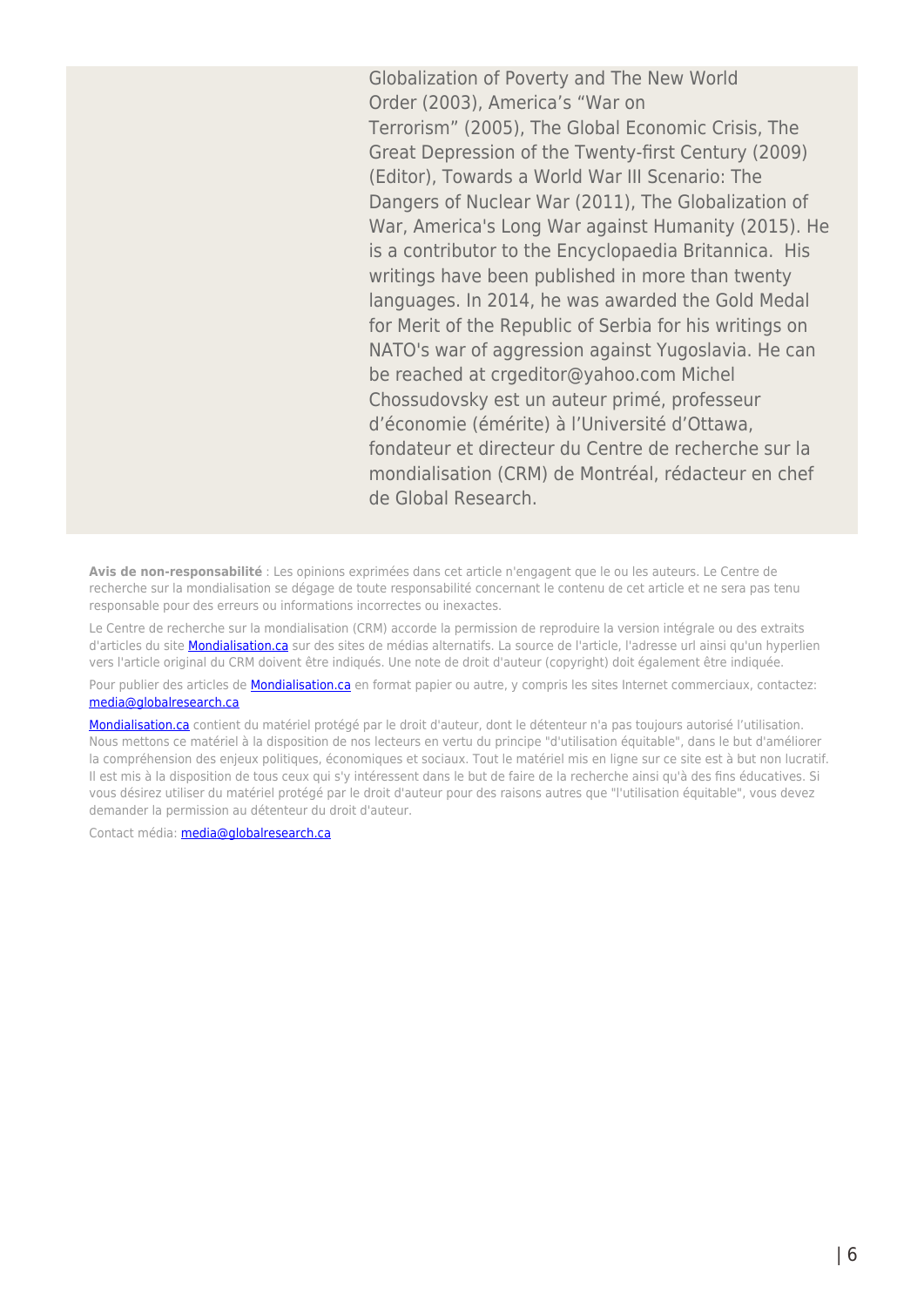Globalization of Poverty and The New World Order (2003), America's "War on Terrorism" (2005), The Global Economic Crisis, The Great Depression of the Twenty-first Century (2009) (Editor), Towards a World War III Scenario: The Dangers of Nuclear War (2011), The Globalization of War, America's Long War against Humanity (2015). He is a contributor to the Encyclopaedia Britannica. His writings have been published in more than twenty languages. In 2014, he was awarded the Gold Medal for Merit of the Republic of Serbia for his writings on NATO's war of aggression against Yugoslavia. He can be reached at crgeditor@yahoo.com Michel Chossudovsky est un auteur primé, professeur d'économie (émérite) à l'Université d'Ottawa, fondateur et directeur du Centre de recherche sur la mondialisation (CRM) de Montréal, rédacteur en chef de Global Research.

**Avis de non-responsabilité** : Les opinions exprimées dans cet article n'engagent que le ou les auteurs. Le Centre de recherche sur la mondialisation se dégage de toute responsabilité concernant le contenu de cet article et ne sera pas tenu responsable pour des erreurs ou informations incorrectes ou inexactes.

Le Centre de recherche sur la mondialisation (CRM) accorde la permission de reproduire la version intégrale ou des extraits d'articles du site [Mondialisation.ca](Mondialisation.ca) sur des sites de médias alternatifs. La source de l'article, l'adresse url ainsi qu'un hyperlien vers l'article original du CRM doivent être indiqués. Une note de droit d'auteur (copyright) doit également être indiquée.

Pour publier des articles de [Mondialisation.ca](Mondialisation.ca) en format papier ou autre, y compris les sites Internet commerciaux, contactez: [media@globalresearch.ca](mailto:media@globalresearch.ca)

[Mondialisation.ca](Mondialisation.ca) contient du matériel protégé par le droit d'auteur, dont le détenteur n'a pas toujours autorisé l'utilisation. Nous mettons ce matériel à la disposition de nos lecteurs en vertu du principe "d'utilisation équitable", dans le but d'améliorer la compréhension des enjeux politiques, économiques et sociaux. Tout le matériel mis en ligne sur ce site est à but non lucratif. Il est mis à la disposition de tous ceux qui s'y intéressent dans le but de faire de la recherche ainsi qu'à des fins éducatives. Si vous désirez utiliser du matériel protégé par le droit d'auteur pour des raisons autres que "l'utilisation équitable", vous devez demander la permission au détenteur du droit d'auteur.

Contact média: [media@globalresearch.ca](mailto:media@globalresearch.ca)